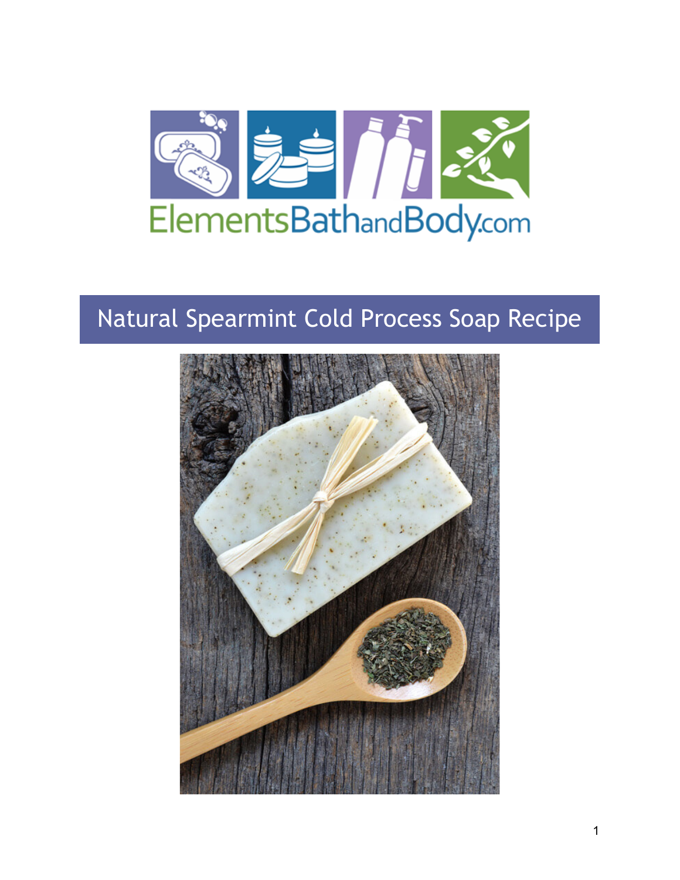ElementsBathandBody.com

# Natural Spearmint Cold Process Soap Recipe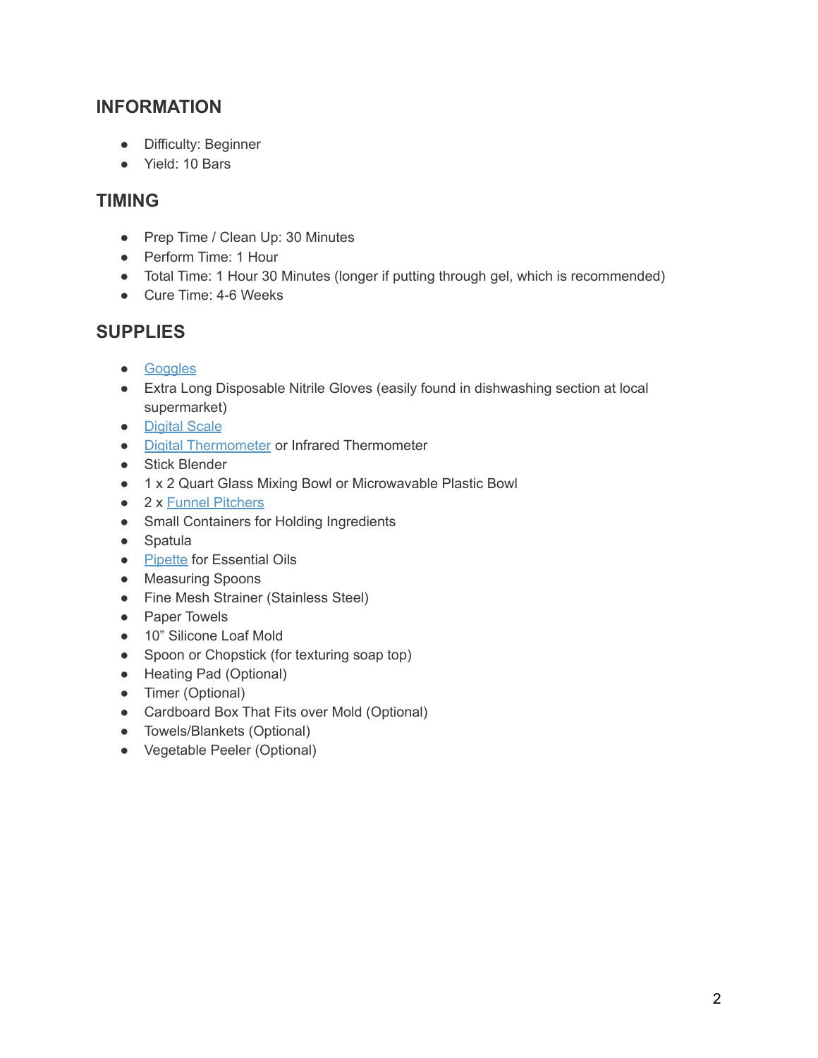## INFORMATION

- Difficulty: Beginner
- Yield: 10 Bars

## TIMING

- Prep Time / Clean Up: 30 Minutes
- Perform Time: 1 Hour
- Total Time: 1 Hour 30 Minutes (longer if putting through gel, which is recommended)
- Cure Time: 4-6 Weeks

## SUPPLIES

- Goggles
- Extra Long Disposable Nitrile Gloves (easily found in dishwashing section at local supermarket)
- Digital Scale
- Digital Thermometer or Infrared Thermometer
- Stick Blender
- 1 x 2 Quart Glass Mixing Bowl or Microwavable Plastic Bowl
- 2 x Funnel Pitchers
- Small Containers for Holding Ingredients
- Spatula
- Pipette for Essential Oils
- Measuring Spoons
- Fine Mesh Strainer (Stainless Steel)
- Paper Towels
- 10" Silicone Loaf Mold
- Spoon or Chopstick (for texturing soap top)
- Heating Pad (Optional)
- Timer (Optional)
- Cardboard Box That Fits over Mold (Optional)
- Towels/Blankets (Optional)
- Vegetable Peeler (Optional)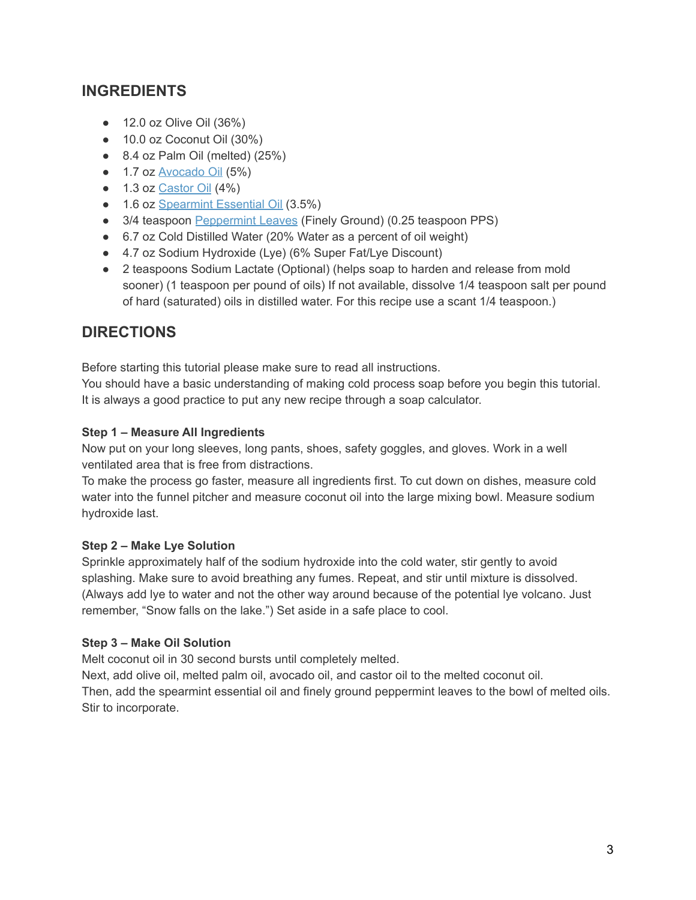## INGREDIENTS

- 12.0 oz Olive Oil (36%)
- 10.0 oz Coconut Oil (30%)
- 8.4 oz Palm Oil (melted) (25%)
- 1.7 oz Avocado Oil (5%)
- 1.3 oz Castor Oil (4%)
- 1.6 oz Spearmint Essential Oil (3.5%)
- 3/4 teaspoon Peppermint Leaves (Finely Ground) (0.25 teaspoon PPS)
- 6.7 oz Cold Distilled Water (20% Water as a percent of oil weight)
- 4.7 oz Sodium Hydroxide (Lye) (6% Super Fat/Lye Discount)
- 2 teaspoons Sodium Lactate (Optional) (helps soap to harden and release from mold sooner) (1 teaspoon per pound of oils) If not available, dissolve 1/4 teaspoon salt per pound of hard (saturated) oils in distilled water. For this recipe use a scant 1/4 teaspoon.)

## DIRECTIONS

Before starting this tutorial please make sure to read all instructions.
You should have a basic understanding of making cold process soap before you begin this tutorial.
It is always a good practice to put any new recipe through a soap calculator.

**Step 1 – Measure All Ingredients**
Now put on your long sleeves, long pants, shoes, safety goggles, and gloves. Work in a well ventilated area that is free from distractions.
To make the process go faster, measure all ingredients first. To cut down on dishes, measure cold water into the funnel pitcher and measure coconut oil into the large mixing bowl. Measure sodium hydroxide last.

**Step 2 – Make Lye Solution**
Sprinkle approximately half of the sodium hydroxide into the cold water, stir gently to avoid splashing. Make sure to avoid breathing any fumes. Repeat, and stir until mixture is dissolved. (Always add lye to water and not the other way around because of the potential lye volcano. Just remember, "Snow falls on the lake.") Set aside in a safe place to cool.

**Step 3 – Make Oil Solution**
Melt coconut oil in 30 second bursts until completely melted.
Next, add olive oil, melted palm oil, avocado oil, and castor oil to the melted coconut oil.
Then, add the spearmint essential oil and finely ground peppermint leaves to the bowl of melted oils. Stir to incorporate.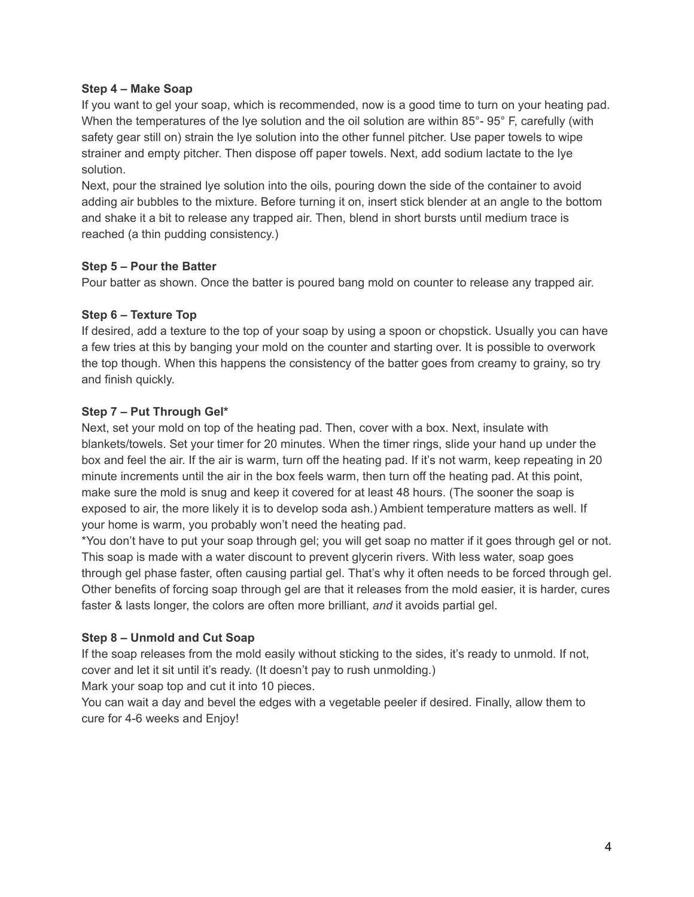**Step 4 – Make Soap**

If you want to gel your soap, which is recommended, now is a good time to turn on your heating pad. When the temperatures of the lye solution and the oil solution are within 85°- 95° F, carefully (with safety gear still on) strain the lye solution into the other funnel pitcher. Use paper towels to wipe strainer and empty pitcher. Then dispose off paper towels. Next, add sodium lactate to the lye solution.

Next, pour the strained lye solution into the oils, pouring down the side of the container to avoid adding air bubbles to the mixture. Before turning it on, insert stick blender at an angle to the bottom and shake it a bit to release any trapped air. Then, blend in short bursts until medium trace is reached (a thin pudding consistency.)

**Step 5 – Pour the Batter**

Pour batter as shown. Once the batter is poured bang mold on counter to release any trapped air.

**Step 6 – Texture Top**

If desired, add a texture to the top of your soap by using a spoon or chopstick. Usually you can have a few tries at this by banging your mold on the counter and starting over. It is possible to overwork the top though. When this happens the consistency of the batter goes from creamy to grainy, so try and finish quickly.

**Step 7 – Put Through Gel***

Next, set your mold on top of the heating pad. Then, cover with a box. Next, insulate with blankets/towels. Set your timer for 20 minutes. When the timer rings, slide your hand up under the box and feel the air. If the air is warm, turn off the heating pad. If it's not warm, keep repeating in 20 minute increments until the air in the box feels warm, then turn off the heating pad. At this point, make sure the mold is snug and keep it covered for at least 48 hours. (The sooner the soap is exposed to air, the more likely it is to develop soda ash.) Ambient temperature matters as well. If your home is warm, you probably won't need the heating pad.

*You don't have to put your soap through gel; you will get soap no matter if it goes through gel or not. This soap is made with a water discount to prevent glycerin rivers. With less water, soap goes through gel phase faster, often causing partial gel. That's why it often needs to be forced through gel. Other benefits of forcing soap through gel are that it releases from the mold easier, it is harder, cures faster & lasts longer, the colors are often more brilliant, *and* it avoids partial gel.

**Step 8 – Unmold and Cut Soap**

If the soap releases from the mold easily without sticking to the sides, it's ready to unmold. If not, cover and let it sit until it's ready. (It doesn't pay to rush unmolding.)

Mark your soap top and cut it into 10 pieces.

You can wait a day and bevel the edges with a vegetable peeler if desired. Finally, allow them to cure for 4-6 weeks and Enjoy!